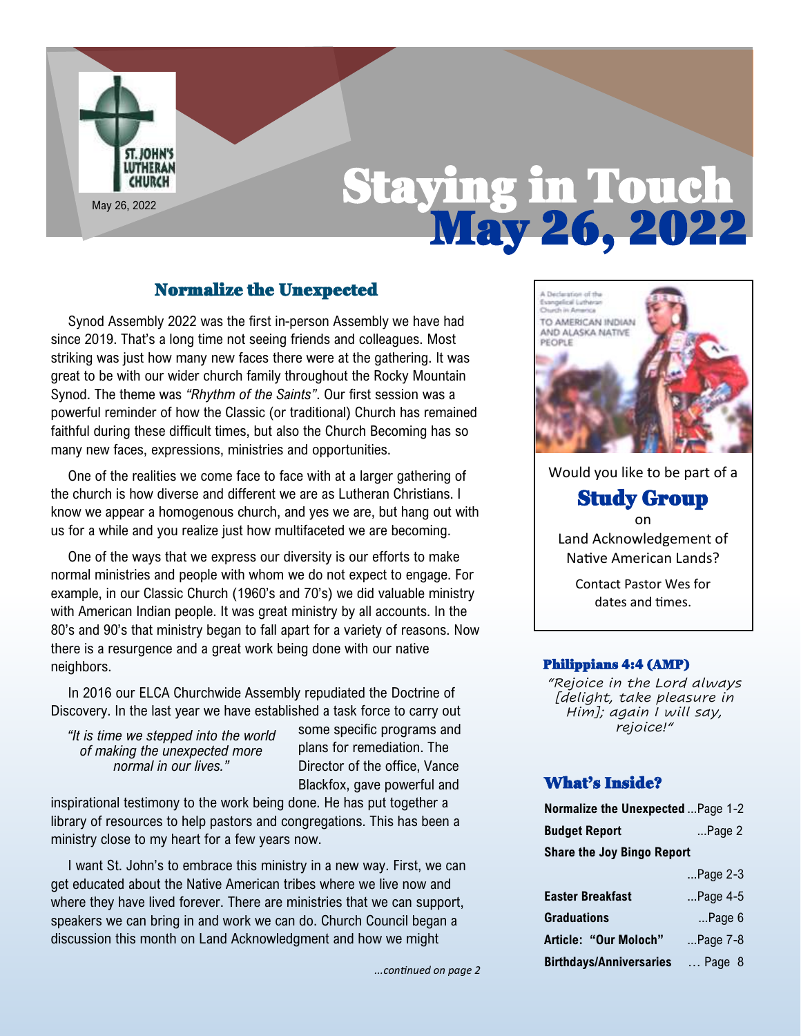# Staying in Touch May 26, 2022

May 26, 2022

## Normalize the Unexpected

Synod Assembly 2022 was the first in-person Assembly we have had since 2019. That's a long time not seeing friends and colleagues. Most striking was just how many new faces there were at the gathering. It was great to be with our wider church family throughout the Rocky Mountain Synod. The theme was *"Rhythm of the Saints"*. Our first session was a powerful reminder of how the Classic (or traditional) Church has remained faithful during these difficult times, but also the Church Becoming has so many new faces, expressions, ministries and opportunities.

One of the realities we come face to face with at a larger gathering of the church is how diverse and different we are as Lutheran Christians. I know we appear a homogenous church, and yes we are, but hang out with us for a while and you realize just how multifaceted we are becoming.

One of the ways that we express our diversity is our efforts to make normal ministries and people with whom we do not expect to engage. For example, in our Classic Church (1960's and 70's) we did valuable ministry with American Indian people. It was great ministry by all accounts. In the 80's and 90's that ministry began to fall apart for a variety of reasons. Now there is a resurgence and a great work being done with our native neighbors.

In 2016 our ELCA Churchwide Assembly repudiated the Doctrine of Discovery. In the last year we have established a task force to carry out some specific programs and plans for remediation. The Director of the office, Vance Blackfox, gave powerful and inspirational testimony to the work being done. He has put together a library of resources to help pastors and congregations. This has been a ministry close to my heart for a few years now.

*"It is time we stepped into the world of making the unexpected more normal in our lives."*

I want St. John's to embrace this ministry in a new way. First, we can get educated about the Native American tribes where we live now and where they have lived forever. There are ministries that we can support, speakers we can bring in and work we can do. Church Council began a discussion this month on Land Acknowledgment and how we might

*...continued on page 2*

A Declaration of the Evangelical Lutheran Church in America TO AMERICAN INDIAN AND ALASKA NATIVE PEOPLE

Would you like to be part of a

### Study Group

on

Land Acknowledgement of Native American Lands?

Contact Pastor Wes for dates and times.

### Philippians 4:4 (AMP)

*"Rejoice in the Lord always [delight, take pleasure in Him]; again I will say, rejoice!"*

### What's Inside?

| | |
|---|---|
| **Normalize the Unexpected** | ...Page 1-2 |
| **Budget Report** | ...Page 2 |
| **Share the Joy Bingo Report** | ...Page 2-3 |
| **Easter Breakfast** | ...Page 4-5 |
| **Graduations** | ...Page 6 |
| **Article: "Our Moloch"** | ...Page 7-8 |
| **Birthdays/Anniversaries** | … Page 8 |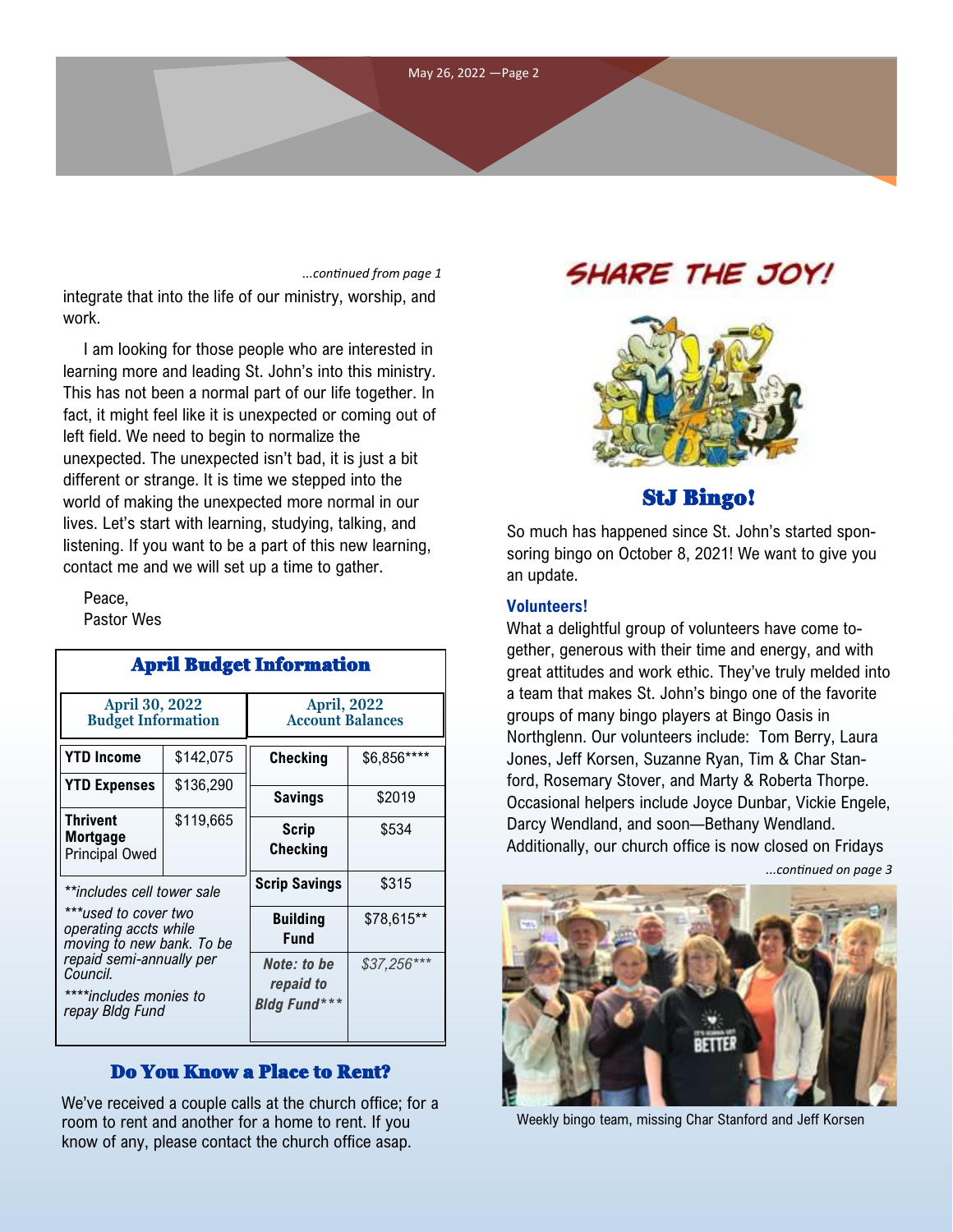*...continued from page 1*

integrate that into the life of our ministry, worship, and work.

I am looking for those people who are interested in learning more and leading St. John's into this ministry. This has not been a normal part of our life together. In fact, it might feel like it is unexpected or coming out of left field. We need to begin to normalize the unexpected. The unexpected isn't bad, it is just a bit different or strange. It is time we stepped into the world of making the unexpected more normal in our lives. Let's start with learning, studying, talking, and listening. If you want to be a part of this new learning, contact me and we will set up a time to gather.

Peace,
Pastor Wes

## April Budget Information

| April 30, 2022 Budget Information | |
|---|---|
| **YTD Income** | $142,075 |
| **YTD Expenses** | $136,290 |
| **Thrivent Mortgage** Principal Owed | $119,665 |

| April, 2022 Account Balances | |
|---|---|
| **Checking** | $6,856**** |
| **Savings** | $2019 |
| **Scrip Checking** | $534 |
| **Scrip Savings** | $315 |
| **Building Fund** | $78,615** |
| ***Note: to be repaid to Bldg Fund**** | *$37,256**** |

*\**includes cell tower sale*

*\***used to cover two operating accts while moving to new bank. To be repaid semi-annually per Council.*

*\****includes monies to repay Bldg Fund*

## Do You Know a Place to Rent?

We've received a couple calls at the church office; for a room to rent and another for a home to rent. If you know of any, please contact the church office asap.

# SHARE THE JOY!

## StJ Bingo!

So much has happened since St. John's started sponsoring bingo on October 8, 2021! We want to give you an update.

### Volunteers!

What a delightful group of volunteers have come together, generous with their time and energy, and with great attitudes and work ethic. They've truly melded into a team that makes St. John's bingo one of the favorite groups of many bingo players at Bingo Oasis in Northglenn. Our volunteers include: Tom Berry, Laura Jones, Jeff Korsen, Suzanne Ryan, Tim & Char Stanford, Rosemary Stover, and Marty & Roberta Thorpe. Occasional helpers include Joyce Dunbar, Vickie Engele, Darcy Wendland, and soon—Bethany Wendland. Additionally, our church office is now closed on Fridays

*...continued on page 3*

Weekly bingo team, missing Char Stanford and Jeff Korsen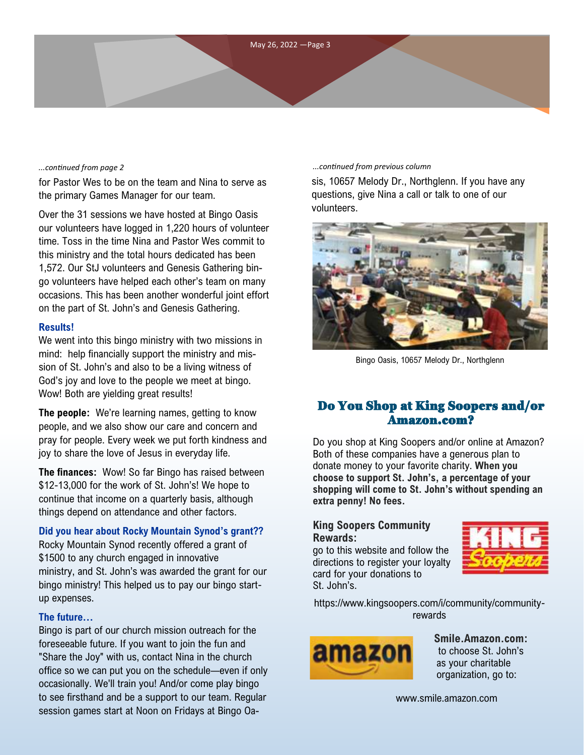*...continued from page 2*

for Pastor Wes to be on the team and Nina to serve as the primary Games Manager for our team.

Over the 31 sessions we have hosted at Bingo Oasis our volunteers have logged in 1,220 hours of volunteer time. Toss in the time Nina and Pastor Wes commit to this ministry and the total hours dedicated has been 1,572. Our StJ volunteers and Genesis Gathering bingo volunteers have helped each other's team on many occasions. This has been another wonderful joint effort on the part of St. John's and Genesis Gathering.

**Results!**

We went into this bingo ministry with two missions in mind: help financially support the ministry and mission of St. John's and also to be a living witness of God's joy and love to the people we meet at bingo. Wow! Both are yielding great results!

**The people:** We're learning names, getting to know people, and we also show our care and concern and pray for people. Every week we put forth kindness and joy to share the love of Jesus in everyday life.

**The finances:** Wow! So far Bingo has raised between $12-13,000 for the work of St. John's! We hope to continue that income on a quarterly basis, although things depend on attendance and other factors.

**Did you hear about Rocky Mountain Synod's grant??**

Rocky Mountain Synod recently offered a grant of $1500 to any church engaged in innovative ministry, and St. John's was awarded the grant for our bingo ministry! This helped us to pay our bingo start-up expenses.

**The future…**

Bingo is part of our church mission outreach for the foreseeable future. If you want to join the fun and "Share the Joy" with us, contact Nina in the church office so we can put you on the schedule—even if only occasionally. We'll train you! And/or come play bingo to see firsthand and be a support to our team. Regular session games start at Noon on Fridays at Bingo Oasis, 10657 Melody Dr., Northglenn. If you have any questions, give Nina a call or talk to one of our volunteers.

Bingo Oasis, 10657 Melody Dr., Northglenn

## Do You Shop at King Soopers and/or Amazon.com?

Do you shop at King Soopers and/or online at Amazon? Both of these companies have a generous plan to donate money to your favorite charity. **When you choose to support St. John's, a percentage of your shopping will come to St. John's without spending an extra penny! No fees.**

**King Soopers Community Rewards:**

go to this website and follow the directions to register your loyalty card for your donations to St. John's.

https://www.kingsoopers.com/i/community/community-rewards

**Smile.Amazon.com:**

to choose St. John's as your charitable organization, go to:

www.smile.amazon.com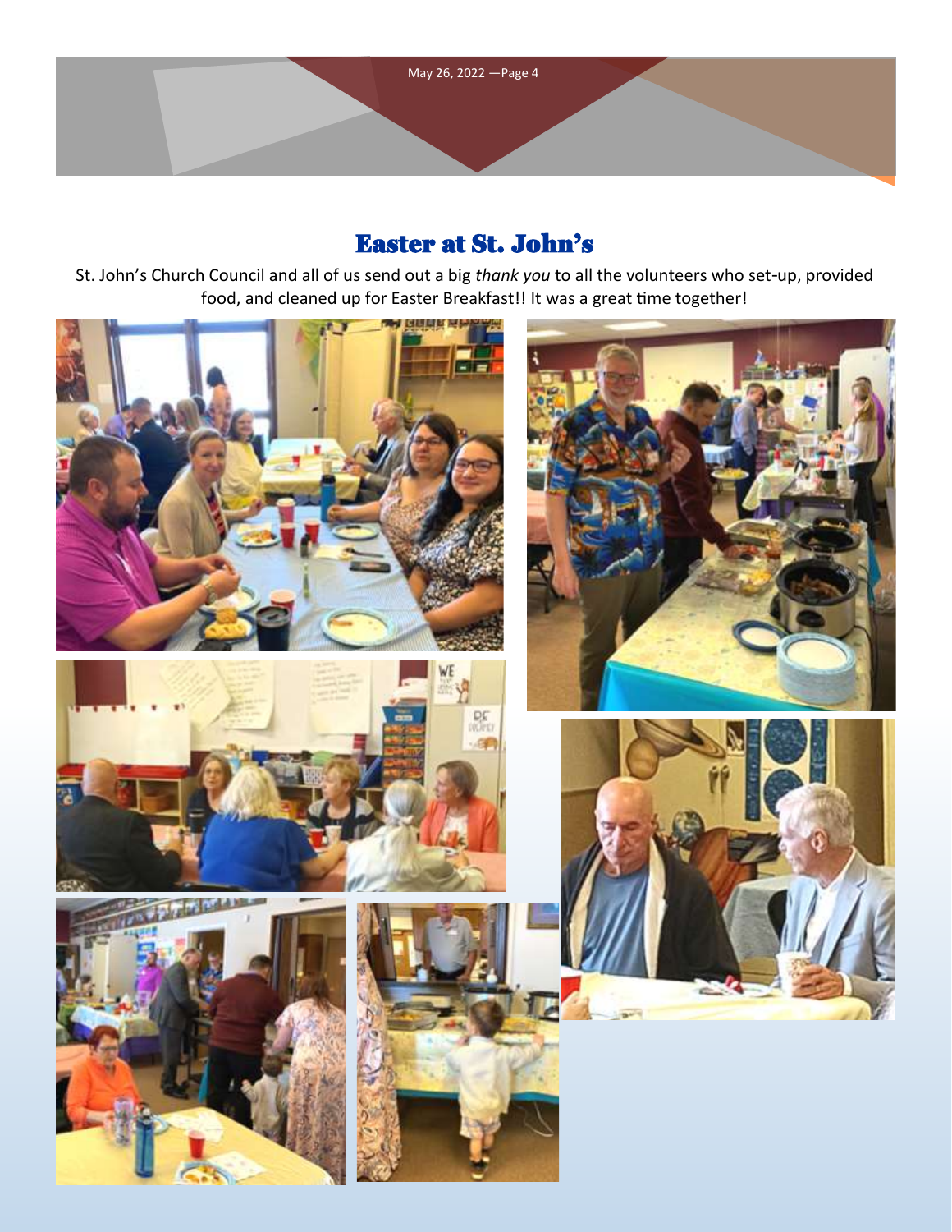# Easter at St. John's

St. John's Church Council and all of us send out a big *thank you* to all the volunteers who set-up, provided food, and cleaned up for Easter Breakfast!! It was a great time together!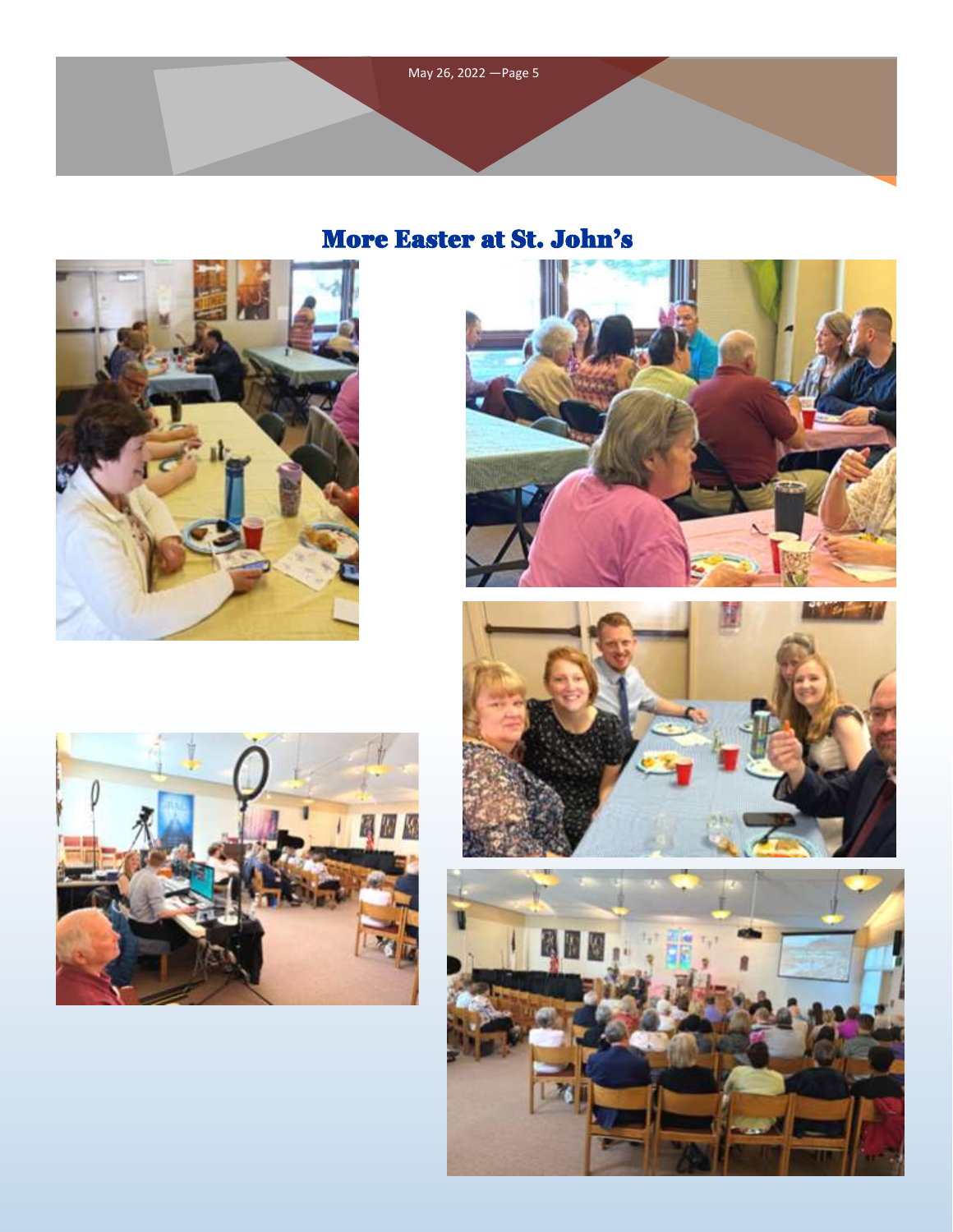# More Easter at St. John's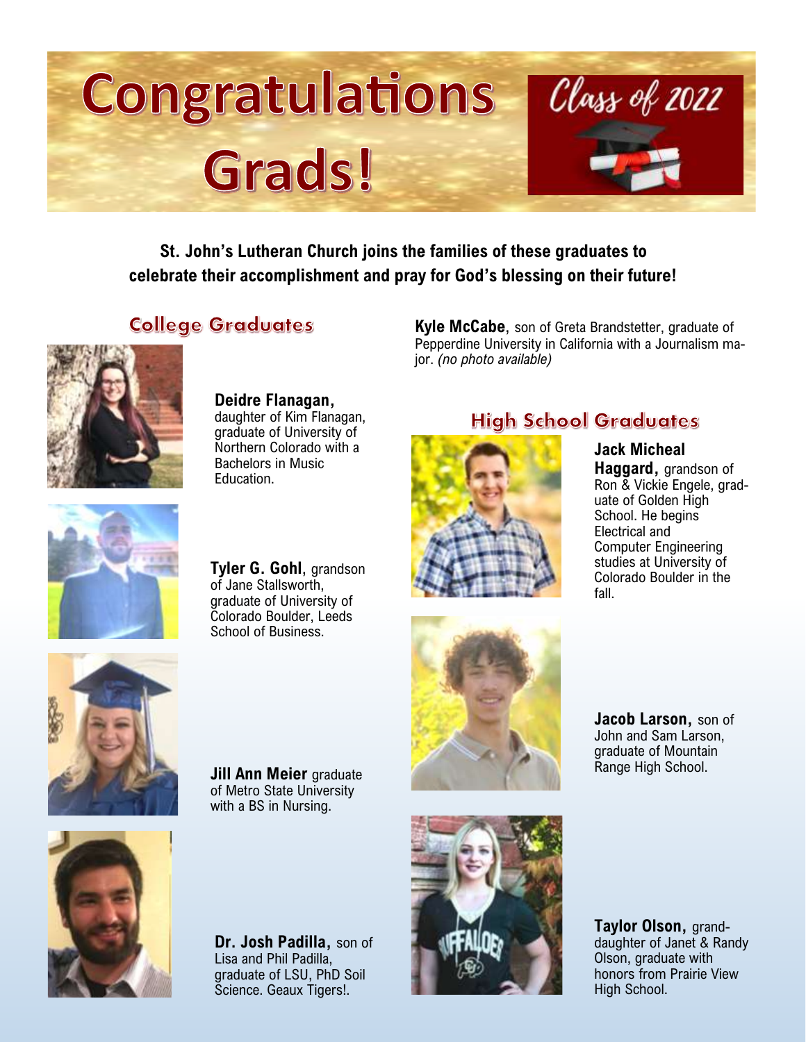# Congratulations Grads!

Class of 2022

**St. John's Lutheran Church joins the families of these graduates to celebrate their accomplishment and pray for God's blessing on their future!**

## College Graduates

**Deidre Flanagan,** daughter of Kim Flanagan, graduate of University of Northern Colorado with a Bachelors in Music Education.

**Tyler G. Gohl**, grandson of Jane Stallsworth, graduate of University of Colorado Boulder, Leeds School of Business.

**Jill Ann Meier** graduate of Metro State University with a BS in Nursing.

**Dr. Josh Padilla,** son of Lisa and Phil Padilla, graduate of LSU, PhD Soil Science. Geaux Tigers!.

**Kyle McCabe**, son of Greta Brandstetter, graduate of Pepperdine University in California with a Journalism major. *(no photo available)*

## High School Graduates

**Jack Micheal Haggard,** grandson of Ron & Vickie Engele, graduate of Golden High School. He begins Electrical and Computer Engineering studies at University of Colorado Boulder in the fall.

**Jacob Larson,** son of John and Sam Larson, graduate of Mountain Range High School.

**Taylor Olson,** granddaughter of Janet & Randy Olson, graduate with honors from Prairie View High School.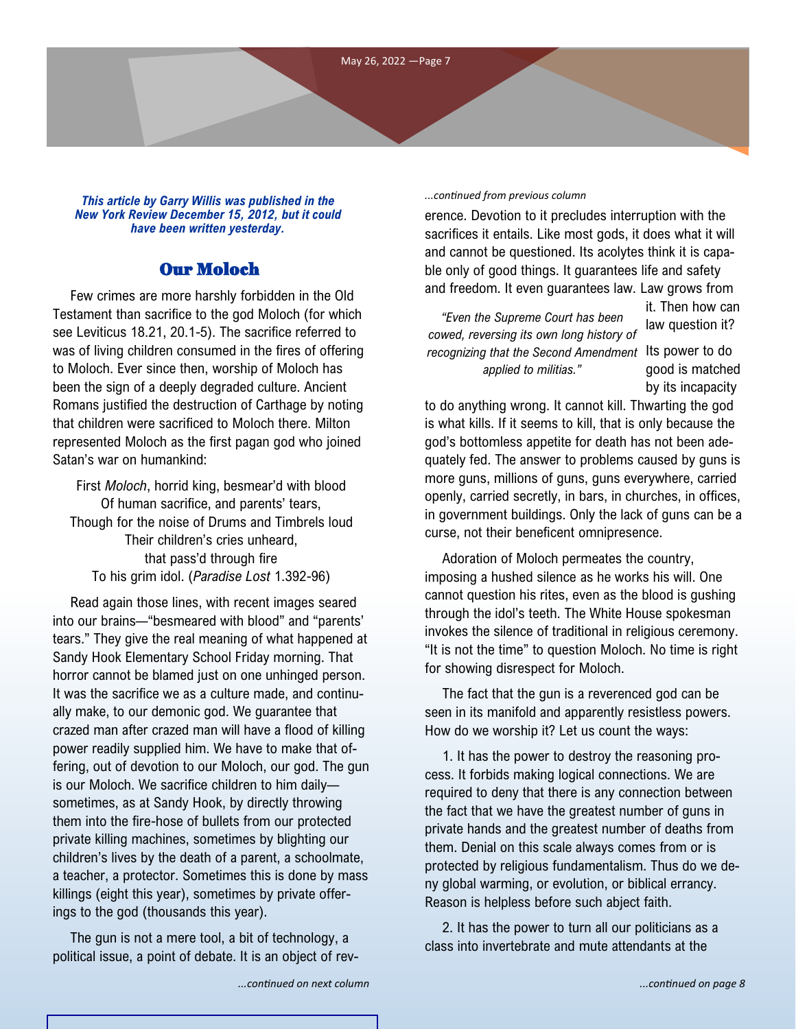*This article by Garry Willis was published in the New York Review December 15, 2012, but it could have been written yesterday.*

## Our Moloch

Few crimes are more harshly forbidden in the Old Testament than sacrifice to the god Moloch (for which see Leviticus 18.21, 20.1-5). The sacrifice referred to was of living children consumed in the fires of offering to Moloch. Ever since then, worship of Moloch has been the sign of a deeply degraded culture. Ancient Romans justified the destruction of Carthage by noting that children were sacrificed to Moloch there. Milton represented Moloch as the first pagan god who joined Satan's war on humankind:

> First *Moloch*, horrid king, besmear'd with blood
> Of human sacrifice, and parents' tears,
> Though for the noise of Drums and Timbrels loud
> Their children's cries unheard,
> that pass'd through fire
> To his grim idol. (*Paradise Lost* 1.392-96)

Read again those lines, with recent images seared into our brains—"besmeared with blood" and "parents' tears." They give the real meaning of what happened at Sandy Hook Elementary School Friday morning. That horror cannot be blamed just on one unhinged person. It was the sacrifice we as a culture made, and continually make, to our demonic god. We guarantee that crazed man after crazed man will have a flood of killing power readily supplied him. We have to make that offering, out of devotion to our Moloch, our god. The gun is our Moloch. We sacrifice children to him daily—sometimes, as at Sandy Hook, by directly throwing them into the fire-hose of bullets from our protected private killing machines, sometimes by blighting our children's lives by the death of a parent, a schoolmate, a teacher, a protector. Sometimes this is done by mass killings (eight this year), sometimes by private offerings to the god (thousands this year).

The gun is not a mere tool, a bit of technology, a political issue, a point of debate. It is an object of reverence. Devotion to it precludes interruption with the sacrifices it entails. Like most gods, it does what it will and cannot be questioned. Its acolytes think it is capable only of good things. It guarantees life and safety and freedom. It even guarantees law. Law grows from it. Then how can law question it? Its power to do good is matched by its incapacity to do anything wrong. It cannot kill. Thwarting the god is what kills. If it seems to kill, that is only because the god's bottomless appetite for death has not been adequately fed. The answer to problems caused by guns is more guns, millions of guns, guns everywhere, carried openly, carried secretly, in bars, in churches, in offices, in government buildings. Only the lack of guns can be a curse, not their beneficent omnipresence.

> *"Even the Supreme Court has been cowed, reversing its own long history of recognizing that the Second Amendment applied to militias."*

Adoration of Moloch permeates the country, imposing a hushed silence as he works his will. One cannot question his rites, even as the blood is gushing through the idol's teeth. The White House spokesman invokes the silence of traditional in religious ceremony. "It is not the time" to question Moloch. No time is right for showing disrespect for Moloch.

The fact that the gun is a reverenced god can be seen in its manifold and apparently resistless powers. How do we worship it? Let us count the ways:

1. It has the power to destroy the reasoning process. It forbids making logical connections. We are required to deny that there is any connection between the fact that we have the greatest number of guns in private hands and the greatest number of deaths from them. Denial on this scale always comes from or is protected by religious fundamentalism. Thus do we deny global warming, or evolution, or biblical errancy. Reason is helpless before such abject faith.

2. It has the power to turn all our politicians as a class into invertebrate and mute attendants at the

*...continued on page 8*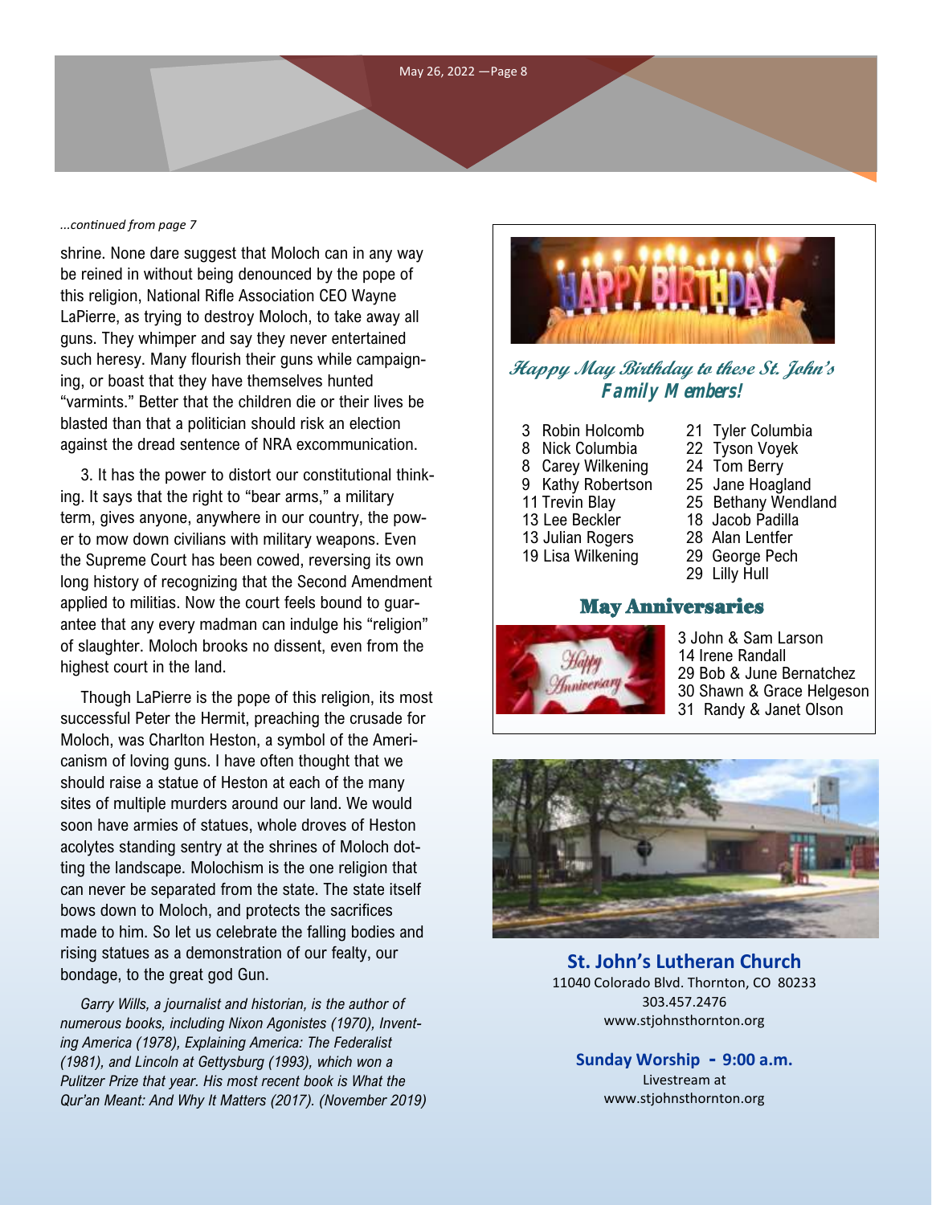*...continued from page 7*

shrine. None dare suggest that Moloch can in any way be reined in without being denounced by the pope of this religion, National Rifle Association CEO Wayne LaPierre, as trying to destroy Moloch, to take away all guns. They whimper and say they never entertained such heresy. Many flourish their guns while campaigning, or boast that they have themselves hunted "varmints." Better that the children die or their lives be blasted than that a politician should risk an election against the dread sentence of NRA excommunication.

3. It has the power to distort our constitutional thinking. It says that the right to "bear arms," a military term, gives anyone, anywhere in our country, the power to mow down civilians with military weapons. Even the Supreme Court has been cowed, reversing its own long history of recognizing that the Second Amendment applied to militias. Now the court feels bound to guarantee that any every madman can indulge his "religion" of slaughter. Moloch brooks no dissent, even from the highest court in the land.

Though LaPierre is the pope of this religion, its most successful Peter the Hermit, preaching the crusade for Moloch, was Charlton Heston, a symbol of the Americanism of loving guns. I have often thought that we should raise a statue of Heston at each of the many sites of multiple murders around our land. We would soon have armies of statues, whole droves of Heston acolytes standing sentry at the shrines of Moloch dotting the landscape. Molochism is the one religion that can never be separated from the state. The state itself bows down to Moloch, and protects the sacrifices made to him. So let us celebrate the falling bodies and rising statues as a demonstration of our fealty, our bondage, to the great god Gun.

*Garry Wills, a journalist and historian, is the author of numerous books, including Nixon Agonistes (1970), Inventing America (1978), Explaining America: The Federalist (1981), and Lincoln at Gettysburg (1993), which won a Pulitzer Prize that year. His most recent book is What the Qur'an Meant: And Why It Matters (2017). (November 2019)*

## Happy May Birthday to these St. John's Family Members!

3 Robin Holcomb
8 Nick Columbia
8 Carey Wilkening
9 Kathy Robertson
11 Trevin Blay
13 Lee Beckler
13 Julian Rogers
19 Lisa Wilkening
21 Tyler Columbia
22 Tyson Voyek
24 Tom Berry
25 Jane Hoagland
25 Bethany Wendland
18 Jacob Padilla
28 Alan Lentfer
29 George Pech
29 Lilly Hull

## May Anniversaries

3 John & Sam Larson
14 Irene Randall
29 Bob & June Bernatchez
30 Shawn & Grace Helgeson
31 Randy & Janet Olson

**St. John's Lutheran Church**
11040 Colorado Blvd. Thornton, CO 80233
303.457.2476
www.stjohnsthornton.org

**Sunday Worship - 9:00 a.m.**
Livestream at
www.stjohnsthornton.org